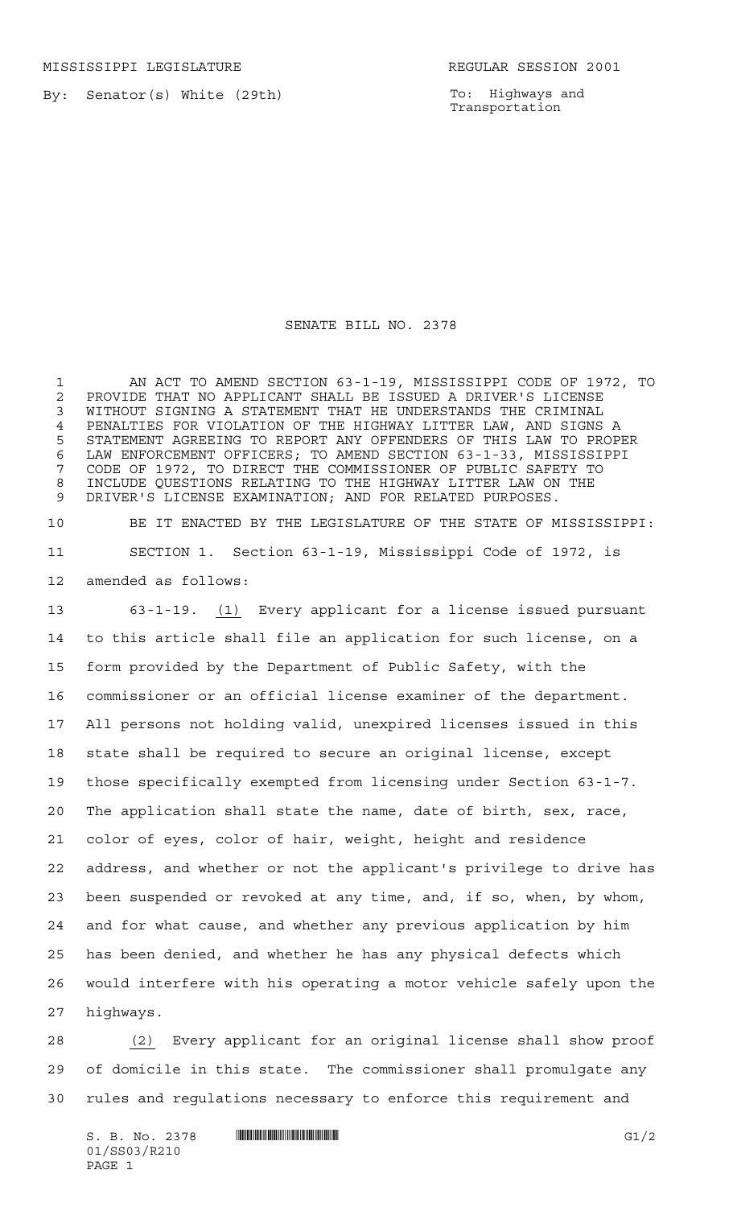MISSISSIPPI LEGISLATURE REGULAR SESSION 2001

By: Senator(s) White (29th)

To: Highways and Transportation

# SENATE BILL NO. 2378

AN ACT TO AMEND SECTION 63-1-19, MISSISSIPPI CODE OF 1972, TO PROVIDE THAT NO APPLICANT SHALL BE ISSUED A DRIVER'S LICENSE WITHOUT SIGNING A STATEMENT THAT HE UNDERSTANDS THE CRIMINAL PENALTIES FOR VIOLATION OF THE HIGHWAY LITTER LAW, AND SIGNS A STATEMENT AGREEING TO REPORT ANY OFFENDERS OF THIS LAW TO PROPER LAW ENFORCEMENT OFFICERS; TO AMEND SECTION 63-1-33, MISSISSIPPI CODE OF 1972, TO DIRECT THE COMMISSIONER OF PUBLIC SAFETY TO INCLUDE QUESTIONS RELATING TO THE HIGHWAY LITTER LAW ON THE DRIVER'S LICENSE EXAMINATION; AND FOR RELATED PURPOSES.

BE IT ENACTED BY THE LEGISLATURE OF THE STATE OF MISSISSIPPI:

SECTION 1. Section 63-1-19, Mississippi Code of 1972, is amended as follows:

63-1-19. (1) Every applicant for a license issued pursuant to this article shall file an application for such license, on a form provided by the Department of Public Safety, with the commissioner or an official license examiner of the department. All persons not holding valid, unexpired licenses issued in this state shall be required to secure an original license, except those specifically exempted from licensing under Section 63-1-7. The application shall state the name, date of birth, sex, race, color of eyes, color of hair, weight, height and residence address, and whether or not the applicant's privilege to drive has been suspended or revoked at any time, and, if so, when, by whom, and for what cause, and whether any previous application by him has been denied, and whether he has any physical defects which would interfere with his operating a motor vehicle safely upon the highways.

(2) Every applicant for an original license shall show proof of domicile in this state. The commissioner shall promulgate any rules and regulations necessary to enforce this requirement and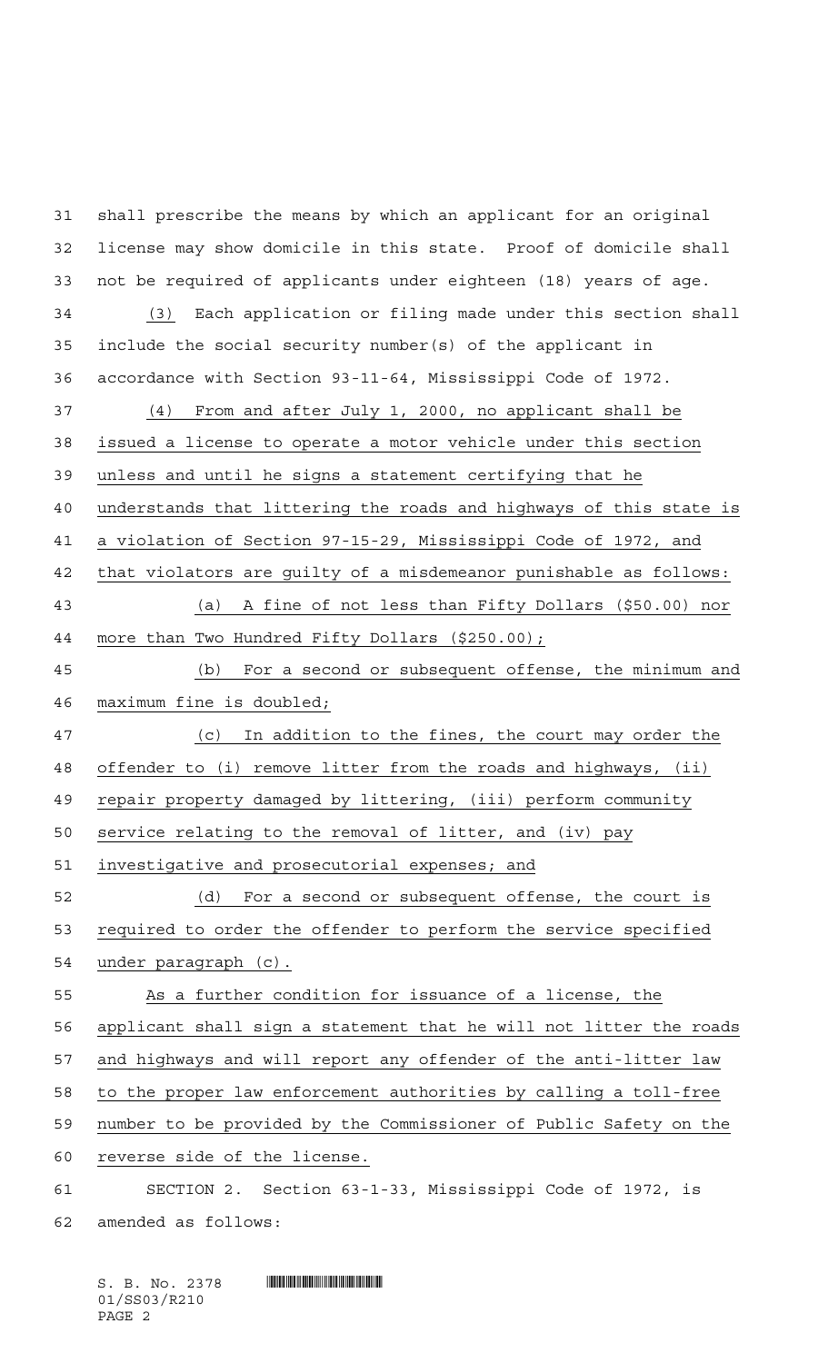shall prescribe the means by which an applicant for an original license may show domicile in this state. Proof of domicile shall not be required of applicants under eighteen (18) years of age.

(3) Each application or filing made under this section shall include the social security number(s) of the applicant in accordance with Section 93-11-64, Mississippi Code of 1972.

(4) From and after July 1, 2000, no applicant shall be issued a license to operate a motor vehicle under this section unless and until he signs a statement certifying that he understands that littering the roads and highways of this state is a violation of Section 97-15-29, Mississippi Code of 1972, and that violators are guilty of a misdemeanor punishable as follows:

(a) A fine of not less than Fifty Dollars ($50.00) nor more than Two Hundred Fifty Dollars ($250.00);

(b) For a second or subsequent offense, the minimum and maximum fine is doubled;

(c) In addition to the fines, the court may order the offender to (i) remove litter from the roads and highways, (ii) repair property damaged by littering, (iii) perform community service relating to the removal of litter, and (iv) pay investigative and prosecutorial expenses; and

(d) For a second or subsequent offense, the court is required to order the offender to perform the service specified under paragraph (c).

As a further condition for issuance of a license, the applicant shall sign a statement that he will not litter the roads and highways and will report any offender of the anti-litter law to the proper law enforcement authorities by calling a toll-free number to be provided by the Commissioner of Public Safety on the reverse side of the license.

SECTION 2. Section 63-1-33, Mississippi Code of 1972, is amended as follows: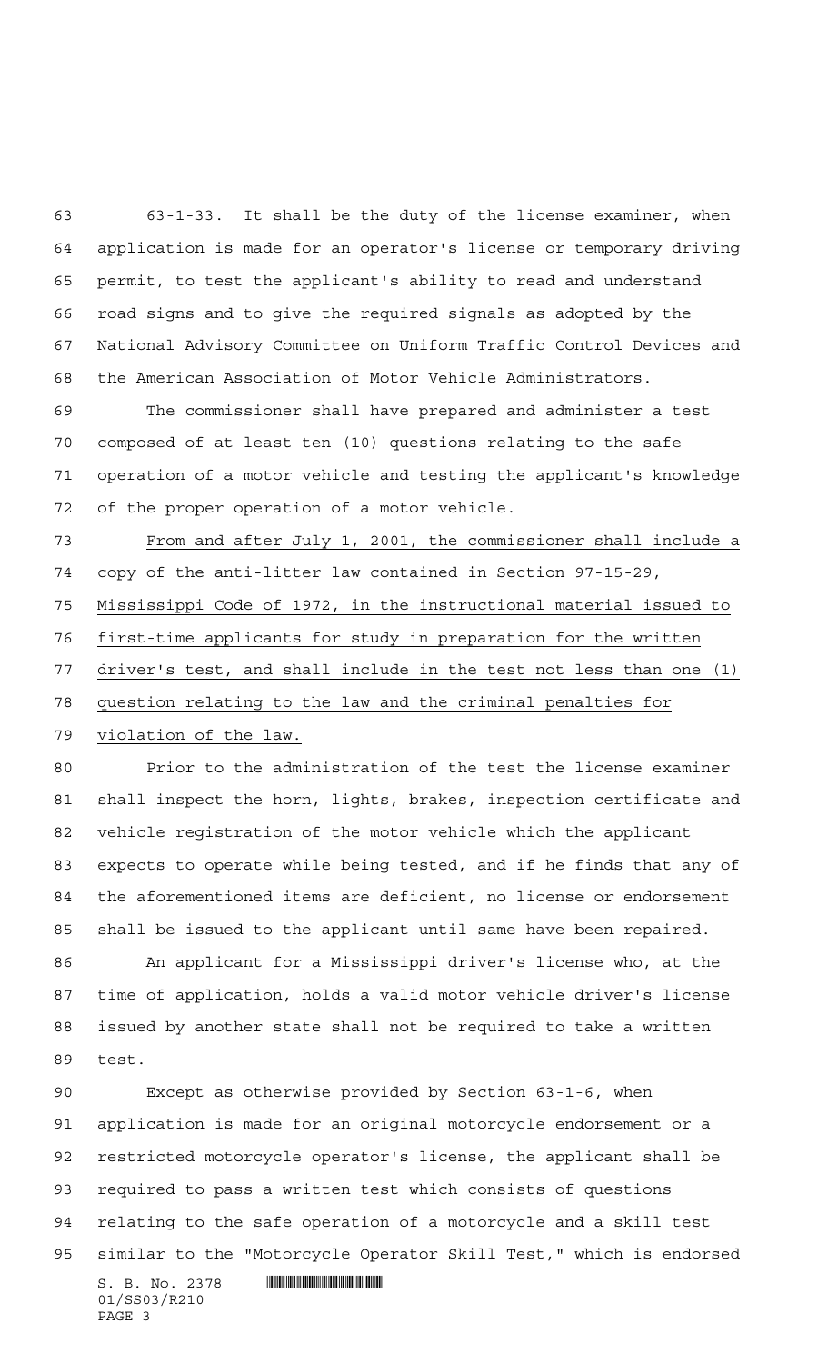63-1-33. It shall be the duty of the license examiner, when application is made for an operator's license or temporary driving permit, to test the applicant's ability to read and understand road signs and to give the required signals as adopted by the National Advisory Committee on Uniform Traffic Control Devices and the American Association of Motor Vehicle Administrators.

The commissioner shall have prepared and administer a test composed of at least ten (10) questions relating to the safe operation of a motor vehicle and testing the applicant's knowledge of the proper operation of a motor vehicle.

From and after July 1, 2001, the commissioner shall include a copy of the anti-litter law contained in Section 97-15-29, Mississippi Code of 1972, in the instructional material issued to first-time applicants for study in preparation for the written driver's test, and shall include in the test not less than one (1) question relating to the law and the criminal penalties for violation of the law.

Prior to the administration of the test the license examiner shall inspect the horn, lights, brakes, inspection certificate and vehicle registration of the motor vehicle which the applicant expects to operate while being tested, and if he finds that any of the aforementioned items are deficient, no license or endorsement shall be issued to the applicant until same have been repaired.

An applicant for a Mississippi driver's license who, at the time of application, holds a valid motor vehicle driver's license issued by another state shall not be required to take a written test.

Except as otherwise provided by Section 63-1-6, when application is made for an original motorcycle endorsement or a restricted motorcycle operator's license, the applicant shall be required to pass a written test which consists of questions relating to the safe operation of a motorcycle and a skill test similar to the "Motorcycle Operator Skill Test," which is endorsed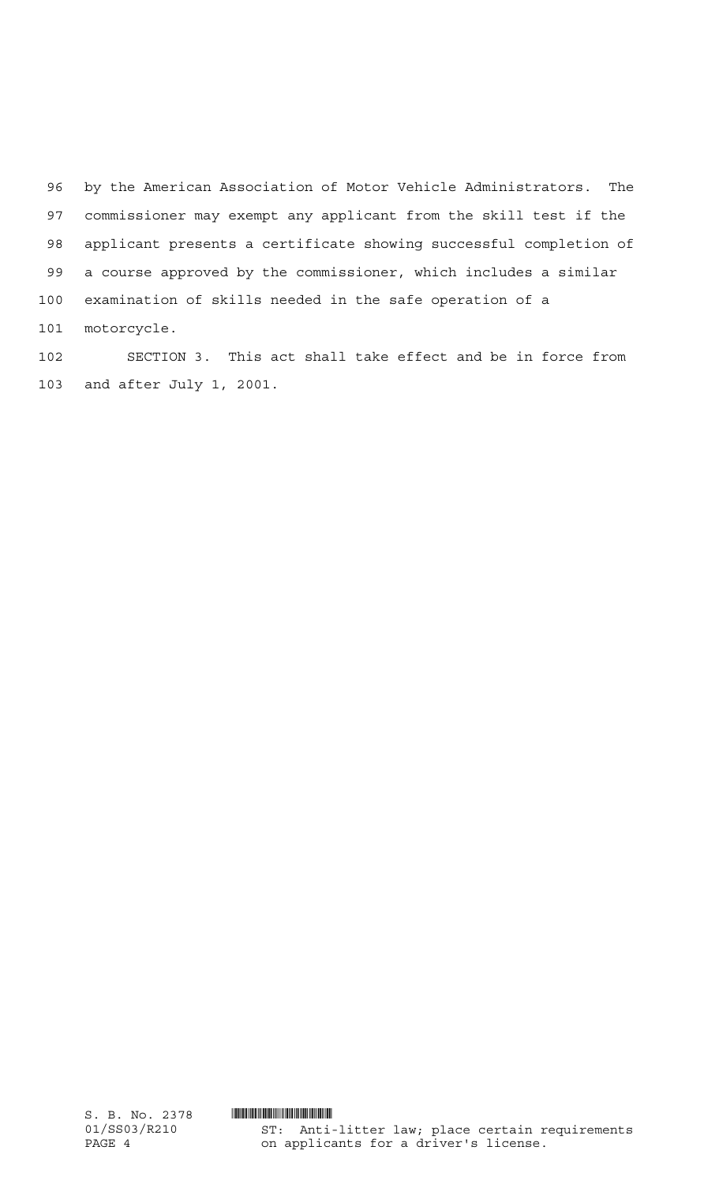by the American Association of Motor Vehicle Administrators. The commissioner may exempt any applicant from the skill test if the applicant presents a certificate showing successful completion of a course approved by the commissioner, which includes a similar examination of skills needed in the safe operation of a motorcycle.

SECTION 3. This act shall take effect and be in force from and after July 1, 2001.